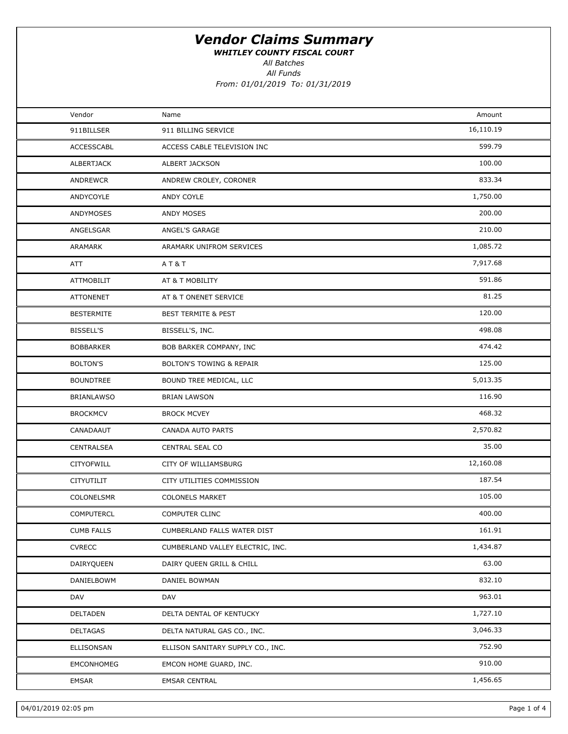# *Vendor Claims Summary*

***WHITLEY COUNTY FISCAL COURT***

*All Batches*

*All Funds*

*From: 01/01/2019 To: 01/31/2019*

| Vendor | Name | Amount |
|---|---|---|
| 911BILLSER | 911 BILLING SERVICE | 16,110.19 |
| ACCESSCABL | ACCESS CABLE TELEVISION INC | 599.79 |
| ALBERTJACK | ALBERT JACKSON | 100.00 |
| ANDREWCR | ANDREW CROLEY, CORONER | 833.34 |
| ANDYCOYLE | ANDY COYLE | 1,750.00 |
| ANDYMOSES | ANDY MOSES | 200.00 |
| ANGELSGAR | ANGEL'S GARAGE | 210.00 |
| ARAMARK | ARAMARK UNIFROM SERVICES | 1,085.72 |
| ATT | A T & T | 7,917.68 |
| ATTMOBILIT | AT & T MOBILITY | 591.86 |
| ATTONENET | AT & T ONENET SERVICE | 81.25 |
| BESTERMITE | BEST TERMITE & PEST | 120.00 |
| BISSELL'S | BISSELL'S, INC. | 498.08 |
| BOBBARKER | BOB BARKER COMPANY, INC | 474.42 |
| BOLTON'S | BOLTON'S TOWING & REPAIR | 125.00 |
| BOUNDTREE | BOUND TREE MEDICAL, LLC | 5,013.35 |
| BRIANLAWSO | BRIAN LAWSON | 116.90 |
| BROCKMCV | BROCK MCVEY | 468.32 |
| CANADAAUT | CANADA AUTO PARTS | 2,570.82 |
| CENTRALSEA | CENTRAL SEAL CO | 35.00 |
| CITYOFWILL | CITY OF WILLIAMSBURG | 12,160.08 |
| CITYUTILIT | CITY UTILITIES COMMISSION | 187.54 |
| COLONELSMR | COLONELS MARKET | 105.00 |
| COMPUTERCL | COMPUTER CLINC | 400.00 |
| CUMB FALLS | CUMBERLAND FALLS WATER DIST | 161.91 |
| CVRECC | CUMBERLAND VALLEY ELECTRIC, INC. | 1,434.87 |
| DAIRYQUEEN | DAIRY QUEEN GRILL & CHILL | 63.00 |
| DANIELBOWM | DANIEL BOWMAN | 832.10 |
| DAV | DAV | 963.01 |
| DELTADEN | DELTA DENTAL OF KENTUCKY | 1,727.10 |
| DELTAGAS | DELTA NATURAL GAS CO., INC. | 3,046.33 |
| ELLISONSAN | ELLISON SANITARY SUPPLY CO., INC. | 752.90 |
| EMCONHOMEG | EMCON HOME GUARD, INC. | 910.00 |
| EMSAR | EMSAR CENTRAL | 1,456.65 |

04/01/2019 02:05 pm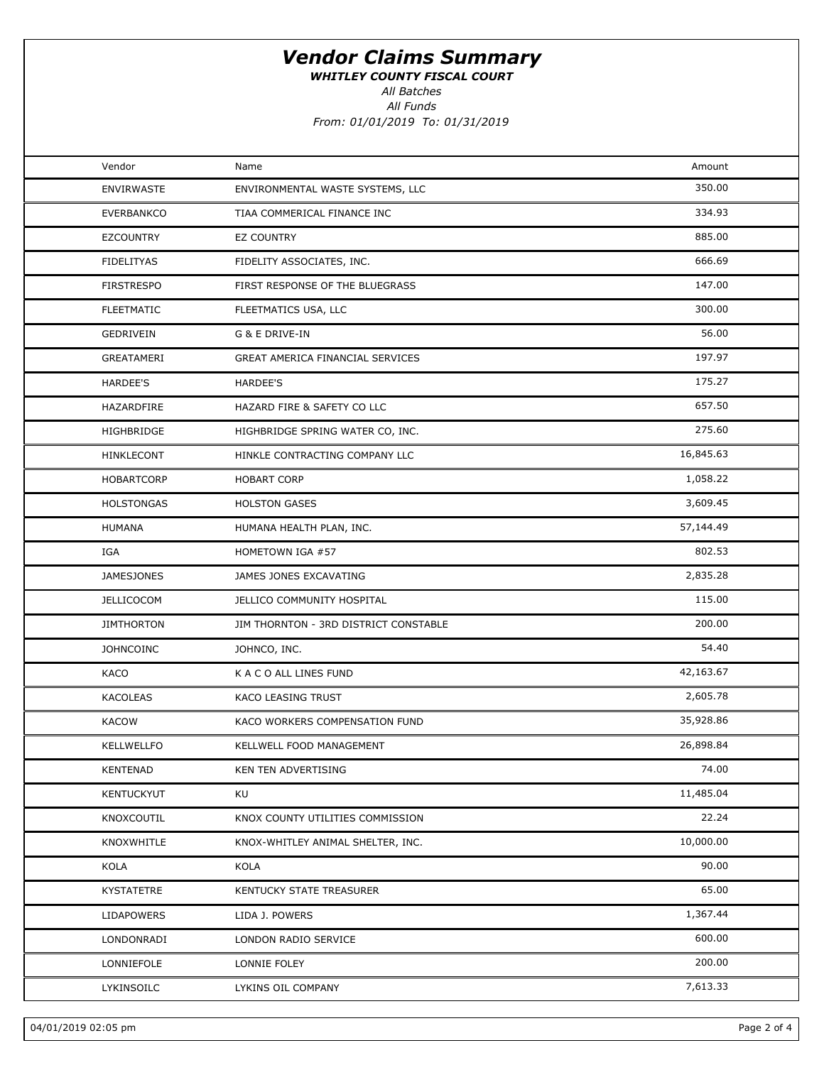# Vendor Claims Summary

***WHITLEY COUNTY FISCAL COURT***

*All Batches*

*All Funds*

*From: 01/01/2019 To: 01/31/2019*

| Vendor | Name | Amount |
|---|---|---|
| ENVIRWASTE | ENVIRONMENTAL WASTE SYSTEMS, LLC | 350.00 |
| EVERBANKCO | TIAA COMMERICAL FINANCE INC | 334.93 |
| EZCOUNTRY | EZ COUNTRY | 885.00 |
| FIDELITYAS | FIDELITY ASSOCIATES, INC. | 666.69 |
| FIRSTRESPO | FIRST RESPONSE OF THE BLUEGRASS | 147.00 |
| FLEETMATIC | FLEETMATICS USA, LLC | 300.00 |
| GEDRIVEIN | G & E DRIVE-IN | 56.00 |
| GREATAMERI | GREAT AMERICA FINANCIAL SERVICES | 197.97 |
| HARDEE'S | HARDEE'S | 175.27 |
| HAZARDFIRE | HAZARD FIRE & SAFETY CO LLC | 657.50 |
| HIGHBRIDGE | HIGHBRIDGE SPRING WATER CO, INC. | 275.60 |
| HINKLECONT | HINKLE CONTRACTING COMPANY LLC | 16,845.63 |
| HOBARTCORP | HOBART CORP | 1,058.22 |
| HOLSTONGAS | HOLSTON GASES | 3,609.45 |
| HUMANA | HUMANA HEALTH PLAN, INC. | 57,144.49 |
| IGA | HOMETOWN IGA #57 | 802.53 |
| JAMESJONES | JAMES JONES EXCAVATING | 2,835.28 |
| JELLICOCOM | JELLICO COMMUNITY HOSPITAL | 115.00 |
| JIMTHORTON | JIM THORNTON - 3RD DISTRICT CONSTABLE | 200.00 |
| JOHNCOINC | JOHNCO, INC. | 54.40 |
| KACO | K A C O ALL LINES FUND | 42,163.67 |
| KACOLEAS | KACO LEASING TRUST | 2,605.78 |
| KACOW | KACO WORKERS COMPENSATION FUND | 35,928.86 |
| KELLWELLFO | KELLWELL FOOD MANAGEMENT | 26,898.84 |
| KENTENAD | KEN TEN ADVERTISING | 74.00 |
| KENTUCKYUT | KU | 11,485.04 |
| KNOXCOUTIL | KNOX COUNTY UTILITIES COMMISSION | 22.24 |
| KNOXWHITLE | KNOX-WHITLEY ANIMAL SHELTER, INC. | 10,000.00 |
| KOLA | KOLA | 90.00 |
| KYSTATETRE | KENTUCKY STATE TREASURER | 65.00 |
| LIDAPOWERS | LIDA J. POWERS | 1,367.44 |
| LONDONRADI | LONDON RADIO SERVICE | 600.00 |
| LONNIEFOLE | LONNIE FOLEY | 200.00 |
| LYKINSOILC | LYKINS OIL COMPANY | 7,613.33 |

04/01/2019 02:05 pm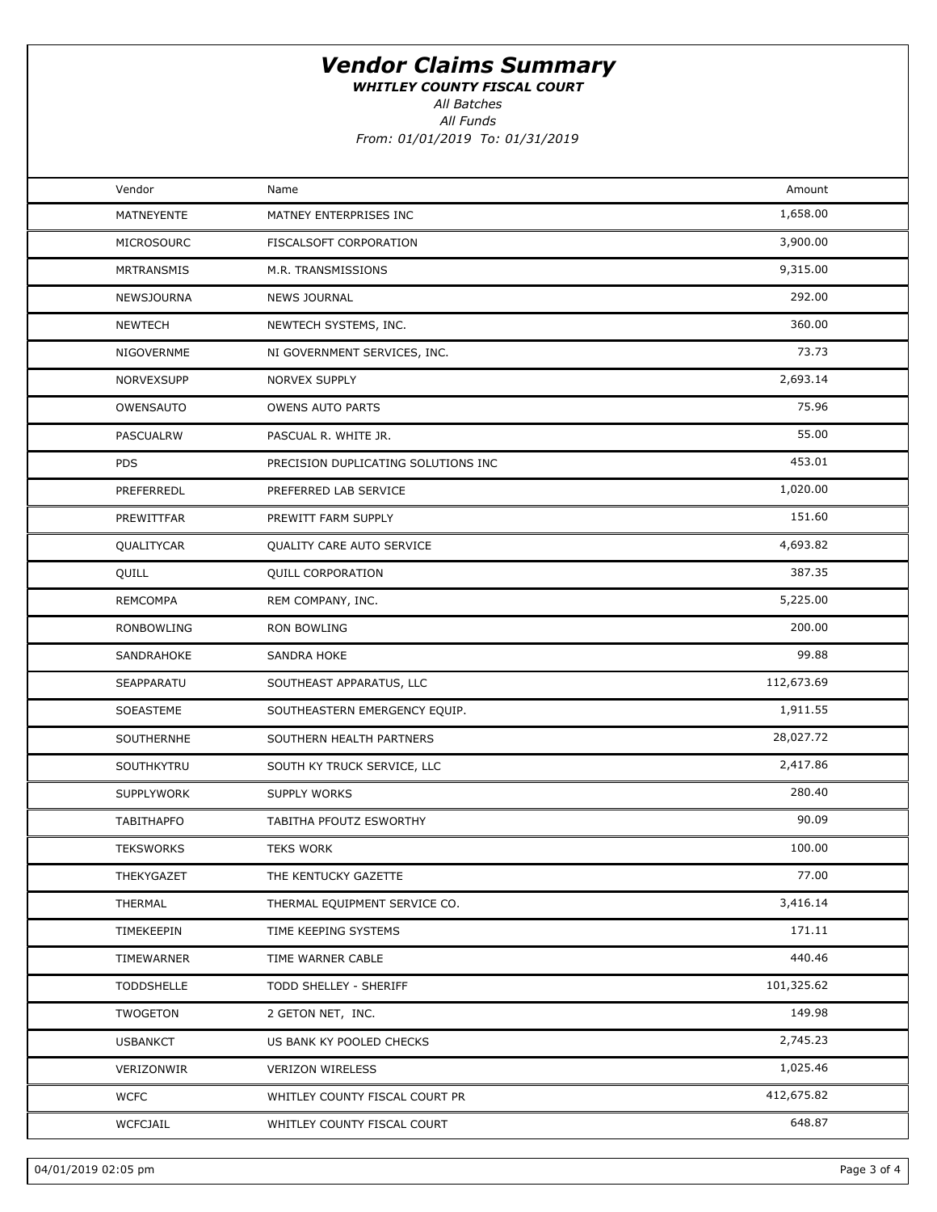# *Vendor Claims Summary*

***WHITLEY COUNTY FISCAL COURT***

*All Batches*

*All Funds*

*From: 01/01/2019 To: 01/31/2019*

| Vendor | Name | Amount |
|---|---|---|
| MATNEYENTE | MATNEY ENTERPRISES INC | 1,658.00 |
| MICROSOURC | FISCALSOFT CORPORATION | 3,900.00 |
| MRTRANSMIS | M.R. TRANSMISSIONS | 9,315.00 |
| NEWSJOURNA | NEWS JOURNAL | 292.00 |
| NEWTECH | NEWTECH SYSTEMS, INC. | 360.00 |
| NIGOVERNME | NI GOVERNMENT SERVICES, INC. | 73.73 |
| NORVEXSUPP | NORVEX SUPPLY | 2,693.14 |
| OWENSAUTO | OWENS AUTO PARTS | 75.96 |
| PASCUALRW | PASCUAL R. WHITE JR. | 55.00 |
| PDS | PRECISION DUPLICATING SOLUTIONS INC | 453.01 |
| PREFERREDL | PREFERRED LAB SERVICE | 1,020.00 |
| PREWITTFAR | PREWITT FARM SUPPLY | 151.60 |
| QUALITYCAR | QUALITY CARE AUTO SERVICE | 4,693.82 |
| QUILL | QUILL CORPORATION | 387.35 |
| REMCOMPA | REM COMPANY, INC. | 5,225.00 |
| RONBOWLING | RON BOWLING | 200.00 |
| SANDRAHOKE | SANDRA HOKE | 99.88 |
| SEAPPARATU | SOUTHEAST APPARATUS, LLC | 112,673.69 |
| SOEASTEME | SOUTHEASTERN EMERGENCY EQUIP. | 1,911.55 |
| SOUTHERNHE | SOUTHERN HEALTH PARTNERS | 28,027.72 |
| SOUTHKYTRU | SOUTH KY TRUCK SERVICE, LLC | 2,417.86 |
| SUPPLYWORK | SUPPLY WORKS | 280.40 |
| TABITHAPFO | TABITHA PFOUTZ ESWORTHY | 90.09 |
| TEKSWORKS | TEKS WORK | 100.00 |
| THEKYGAZET | THE KENTUCKY GAZETTE | 77.00 |
| THERMAL | THERMAL EQUIPMENT SERVICE CO. | 3,416.14 |
| TIMEKEEPIN | TIME KEEPING SYSTEMS | 171.11 |
| TIMEWARNER | TIME WARNER CABLE | 440.46 |
| TODDSHELLE | TODD SHELLEY - SHERIFF | 101,325.62 |
| TWOGETON | 2 GETON NET, INC. | 149.98 |
| USBANKCT | US BANK KY POOLED CHECKS | 2,745.23 |
| VERIZONWIR | VERIZON WIRELESS | 1,025.46 |
| WCFC | WHITLEY COUNTY FISCAL COURT PR | 412,675.82 |
| WCFCJAIL | WHITLEY COUNTY FISCAL COURT | 648.87 |

04/01/2019 02:05 pm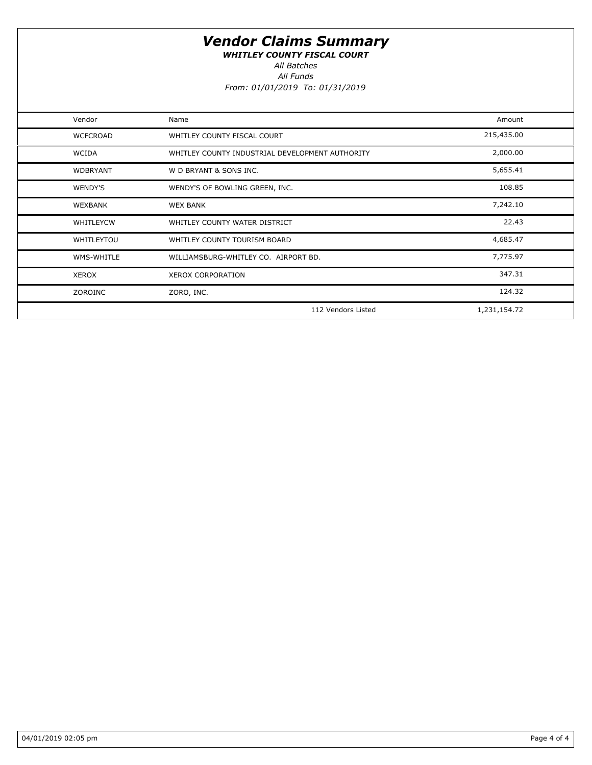# Vendor Claims Summary

***WHITLEY COUNTY FISCAL COURT***

*All Batches*

*All Funds*

*From: 01/01/2019 To: 01/31/2019*

| Vendor | Name | Amount |
|---|---|---|
| WCFCROAD | WHITLEY COUNTY FISCAL COURT | 215,435.00 |
| WCIDA | WHITLEY COUNTY INDUSTRIAL DEVELOPMENT AUTHORITY | 2,000.00 |
| WDBRYANT | W D BRYANT & SONS INC. | 5,655.41 |
| WENDY'S | WENDY'S OF BOWLING GREEN, INC. | 108.85 |
| WEXBANK | WEX BANK | 7,242.10 |
| WHITLEYCW | WHITLEY COUNTY WATER DISTRICT | 22.43 |
| WHITLEYTOU | WHITLEY COUNTY TOURISM BOARD | 4,685.47 |
| WMS-WHITLE | WILLIAMSBURG-WHITLEY CO. AIRPORT BD. | 7,775.97 |
| XEROX | XEROX CORPORATION | 347.31 |
| ZOROINC | ZORO, INC. | 124.32 |
| | 112 Vendors Listed | 1,231,154.72 |

04/01/2019 02:05 pm